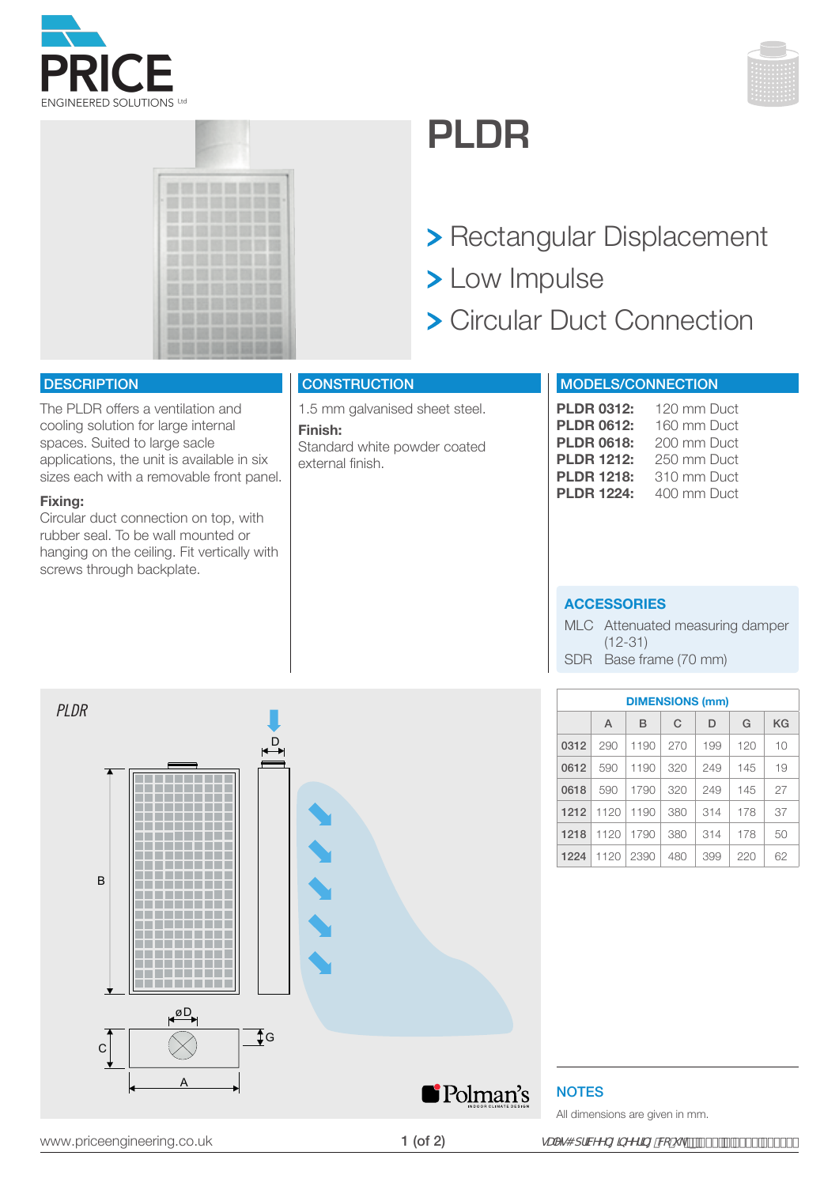# PLDR

- Rectangular Displacement
- Low Impulse
- Circular Duct Connection

## DESCRIPTION

The PLDR offers a ventilation and cooling solution for large internal spaces. Suited to large sacle applications, the unit is available in six sizes each with a removable front panel.

**Fixing:**
Circular duct connection on top, with rubber seal. To be wall mounted or hanging on the ceiling. Fit vertically with screws through backplate.

## CONSTRUCTION

1.5 mm galvanised sheet steel.

**Finish:**
Standard white powder coated external finish.

## MODELS/CONNECTION

**PLDR 0312:** 120 mm Duct
**PLDR 0612:** 160 mm Duct
**PLDR 0618:** 200 mm Duct
**PLDR 1212:** 250 mm Duct
**PLDR 1218:** 310 mm Duct
**PLDR 1224:** 400 mm Duct

### ACCESSORIES

MLC Attenuated measuring damper (12-31)
SDR Base frame (70 mm)

*PLDR*

### DIMENSIONS (mm)

| | A | B | C | D | G | KG |
|---|---|---|---|---|---|---|
| 0312 | 290 | 1190 | 270 | 199 | 120 | 10 |
| 0612 | 590 | 1190 | 320 | 249 | 145 | 19 |
| 0618 | 590 | 1790 | 320 | 249 | 145 | 27 |
| 1212 | 1120 | 1190 | 380 | 314 | 178 | 37 |
| 1218 | 1120 | 1790 | 380 | 314 | 178 | 50 |
| 1224 | 1120 | 2390 | 480 | 399 | 220 | 62 |

### NOTES

All dimensions are given in mm.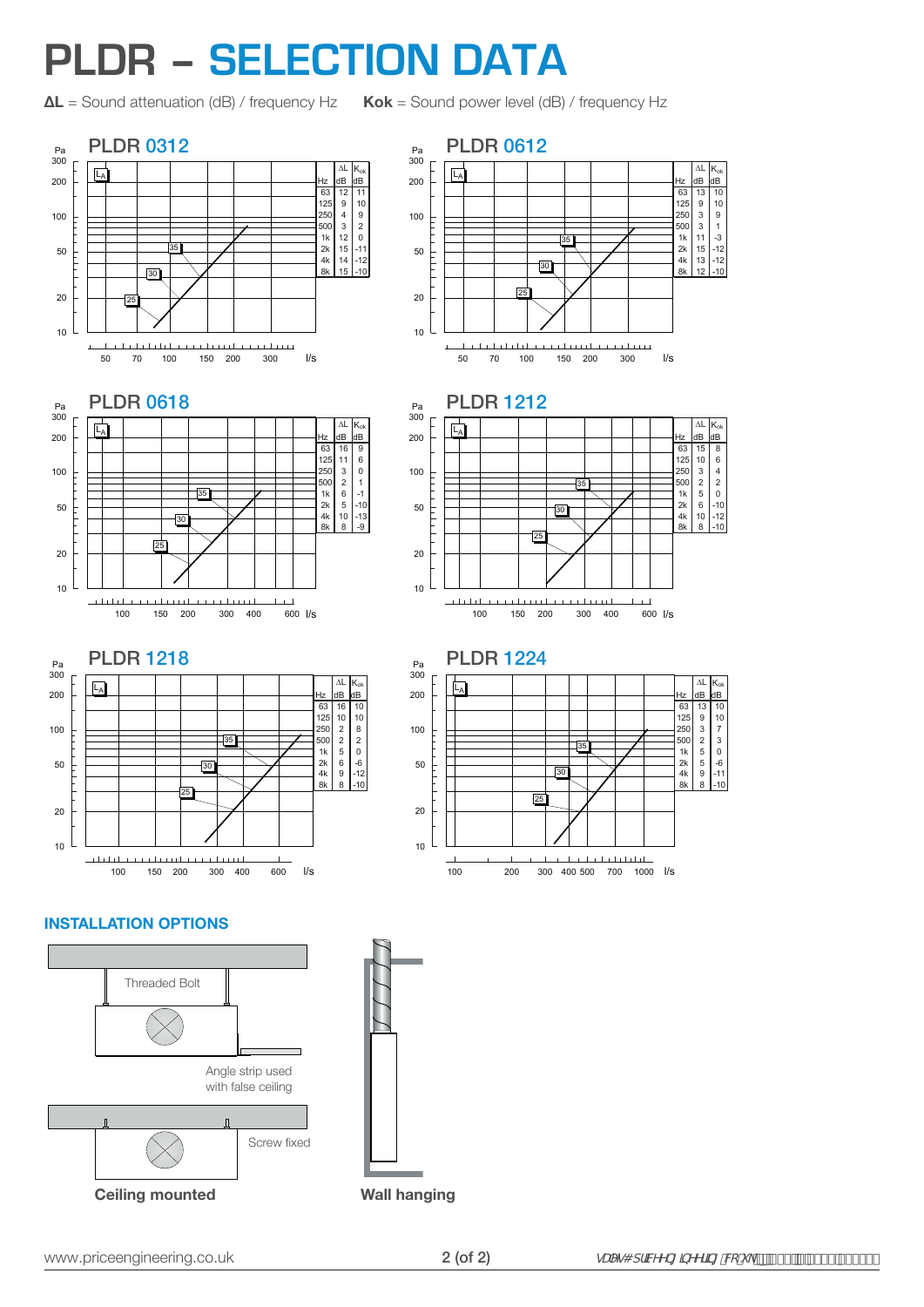# PLDR – SELECTION DATA

**ΔL** = Sound attenuation (dB) / frequency Hz **Kok** = Sound power level (dB) / frequency Hz

## PLDR 0312

Pa
300
200
100
50
20
10
$L_A$
35
30
25
50 70 100 150 200 300 l/s

| Hz | ΔL dB | $K_{ok}$ dB |
|---|---|---|
| 63 | 12 | 11 |
| 125 | 9 | 10 |
| 250 | 4 | 9 |
| 500 | 3 | 2 |
| 1k | 12 | 0 |
| 2k | 15 | -11 |
| 4k | 14 | -12 |
| 8k | 15 | -10 |

## PLDR 0612

Pa
300
200
100
50
20
10
$L_A$
35
30
25
50 70 100 150 200 300 l/s

| Hz | ΔL dB | $K_{ok}$ dB |
|---|---|---|
| 63 | 13 | 10 |
| 125 | 9 | 10 |
| 250 | 3 | 9 |
| 500 | 3 | 1 |
| 1k | 11 | -3 |
| 2k | 15 | -12 |
| 4k | 13 | -12 |
| 8k | 12 | -10 |

## PLDR 0618

Pa
300
200
100
50
20
10
$L_A$
35
30
25
100 150 200 300 400 600 l/s

| Hz | ΔL dB | $K_{ok}$ dB |
|---|---|---|
| 63 | 16 | 9 |
| 125 | 11 | 6 |
| 250 | 3 | 0 |
| 500 | 2 | 1 |
| 1k | 6 | -1 |
| 2k | 5 | -10 |
| 4k | 10 | -13 |
| 8k | 8 | -9 |

## PLDR 1212

Pa
300
200
100
50
20
10
$L_A$
35
30
25
100 150 200 300 400 600 l/s

| Hz | ΔL dB | $K_{ok}$ dB |
|---|---|---|
| 63 | 15 | 8 |
| 125 | 10 | 6 |
| 250 | 3 | 4 |
| 500 | 2 | 2 |
| 1k | 5 | 0 |
| 2k | 6 | -10 |
| 4k | 10 | -12 |
| 8k | 8 | -10 |

## PLDR 1218

Pa
300
200
100
50
20
10
$L_A$
35
30
25
100 150 200 300 400 600 l/s

| Hz | ΔL dB | $K_{ok}$ dB |
|---|---|---|
| 63 | 16 | 10 |
| 125 | 10 | 10 |
| 250 | 2 | 8 |
| 500 | 2 | 2 |
| 1k | 5 | 0 |
| 2k | 6 | -6 |
| 4k | 9 | -12 |
| 8k | 8 | -10 |

## PLDR 1224

Pa
300
200
100
50
20
10
$L_A$
35
30
25
100 200 300 400 500 700 1000 l/s

| Hz | ΔL dB | $K_{ok}$ dB |
|---|---|---|
| 63 | 13 | 10 |
| 125 | 9 | 10 |
| 250 | 3 | 7 |
| 500 | 2 | 3 |
| 1k | 5 | 0 |
| 2k | 5 | -6 |
| 4k | 9 | -11 |
| 8k | 8 | -10 |

## INSTALLATION OPTIONS

Threaded Bolt

Angle strip used with false ceiling

Screw fixed

**Ceiling mounted**

**Wall hanging**

www.priceengineering.co.uk